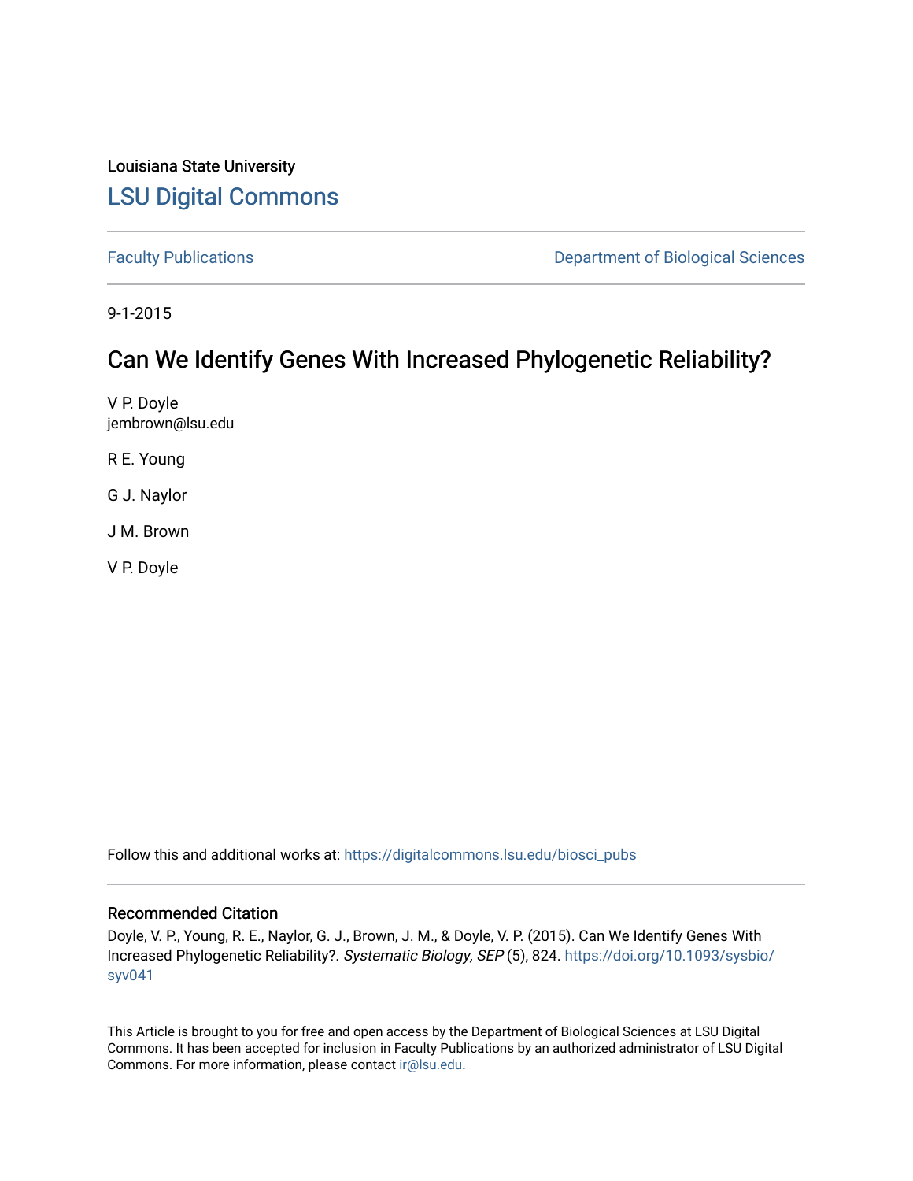Louisiana State University

# LSU Digital Commons

Faculty Publications | Department of Biological Sciences

9-1-2015

## Can We Identify Genes With Increased Phylogenetic Reliability?

V P. Doyle
jembrown@lsu.edu

R E. Young

G J. Naylor

J M. Brown

V P. Doyle

Follow this and additional works at: https://digitalcommons.lsu.edu/biosci_pubs

### Recommended Citation

Doyle, V. P., Young, R. E., Naylor, G. J., Brown, J. M., & Doyle, V. P. (2015). Can We Identify Genes With Increased Phylogenetic Reliability?. *Systematic Biology, SEP* (5), 824. https://doi.org/10.1093/sysbio/syv041

This Article is brought to you for free and open access by the Department of Biological Sciences at LSU Digital Commons. It has been accepted for inclusion in Faculty Publications by an authorized administrator of LSU Digital Commons. For more information, please contact ir@lsu.edu.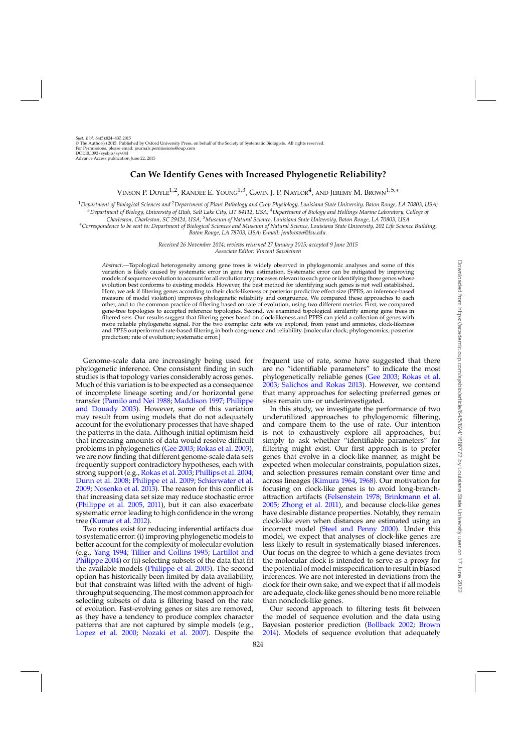# Can We Identify Genes with Increased Phylogenetic Reliability?

Vinson P. Doyle[1,2], Randee E. Young[1,3], Gavin J. P. Naylor[4], and Jeremy M. Brown[1,5,*]

[1]Department of Biological Sciences and [2]Department of Plant Pathology and Crop Physiology, Louisiana State University, Baton Rouge, LA 70803, USA; [3]Department of Biology, University of Utah, Salt Lake City, UT 84112, USA; [4]Department of Biology and Hollings Marine Laboratory, College of Charleston, Charleston, SC 29424, USA; [5]Museum of Natural Science, Louisiana State University, Baton Rouge, LA 70803, USA

[*]Correspondence to be sent to: Department of Biological Sciences and Museum of Natural Science, Louisiana State University, 202 Life Science Building, Baton Rouge, LA 78703, USA; E-mail: jembrown@lsu.edu.

*Received 26 November 2014; reviews returned 27 January 2015; accepted 9 June 2015*
*Associate Editor: Vincent Savolainen*

*Abstract*.—Topological heterogeneity among gene trees is widely observed in phylogenomic analyses and some of this variation is likely caused by systematic error in gene tree estimation. Systematic error can be mitigated by improving models of sequence evolution to account for all evolutionary processes relevant to each gene or identifying those genes whose evolution best conforms to existing models. However, the best method for identifying such genes is not well established. Here, we ask if filtering genes according to their clock-likeness or posterior predictive effect size (PPES, an inference-based measure of model violation) improves phylogenetic reliability and congruence. We compared these approaches to each other, and to the common practice of filtering based on rate of evolution, using two different metrics. First, we compared gene-tree topologies to accepted reference topologies. Second, we examined topological similarity among gene trees in filtered sets. Our results suggest that filtering genes based on clock-likeness and PPES can yield a collection of genes with more reliable phylogenetic signal. For the two exemplar data sets we explored, from yeast and amniotes, clock-likeness and PPES outperformed rate-based filtering in both congruence and reliability. [molecular clock; phylogenomics; posterior prediction; rate of evolution; systematic error.]

Genome-scale data are increasingly being used for phylogenetic inference. One consistent finding in such studies is that topology varies considerably across genes. Much of this variation is to be expected as a consequence of incomplete lineage sorting and/or horizontal gene transfer (Pamilo and Nei 1988; Maddison 1997; Philippe and Douady 2003). However, some of this variation may result from using models that do not adequately account for the evolutionary processes that have shaped the patterns in the data. Although initial optimism held that increasing amounts of data would resolve difficult problems in phylogenetics (Gee 2003; Rokas et al. 2003), we are now finding that different genome-scale data sets frequently support contradictory hypotheses, each with strong support (e.g., Rokas et al. 2003; Phillips et al. 2004; Dunn et al. 2008; Philippe et al. 2009; Schierwater et al. 2009; Nosenko et al. 2013). The reason for this conflict is that increasing data set size may reduce stochastic error (Philippe et al. 2005, 2011), but it can also exacerbate systematic error leading to high confidence in the wrong tree (Kumar et al. 2012).

Two routes exist for reducing inferential artifacts due to systematic error: (i) improving phylogenetic models to better account for the complexity of molecular evolution (e.g., Yang 1994; Tillier and Collins 1995; Lartillot and Philippe 2004) or (ii) selecting subsets of the data that fit the available models (Philippe et al. 2005). The second option has historically been limited by data availability, but that constraint was lifted with the advent of high-throughput sequencing. The most common approach for selecting subsets of data is filtering based on the rate of evolution. Fast-evolving genes or sites are removed, as they have a tendency to produce complex character patterns that are not captured by simple models (e.g., Lopez et al. 2000; Nozaki et al. 2007). Despite the frequent use of rate, some have suggested that there are no "identifiable parameters" to indicate the most phylogenetically reliable genes (Gee 2003; Rokas et al. 2003; Salichos and Rokas 2013). However, we contend that many approaches for selecting preferred genes or sites remain un- or underinvestigated.

In this study, we investigate the performance of two underutilized approaches to phylogenomic filtering, and compare them to the use of rate. Our intention is not to exhaustively explore all approaches, but simply to ask whether "identifiable parameters" for filtering might exist. Our first approach is to prefer genes that evolve in a clock-like manner, as might be expected when molecular constraints, population sizes, and selection pressures remain constant over time and across lineages (Kimura 1964, 1968). Our motivation for focusing on clock-like genes is to avoid long-branch-attraction artifacts (Felsenstein 1978; Brinkmann et al. 2005; Zhong et al. 2011), and because clock-like genes have desirable distance properties. Notably, they remain clock-like even when distances are estimated using an incorrect model (Steel and Penny 2000). Under this model, we expect that analyses of clock-like genes are less likely to result in systematically biased inferences. Our focus on the degree to which a gene deviates from the molecular clock is intended to serve as a proxy for the potential of model misspecification to result in biased inferences. We are not interested in deviations from the clock for their own sake, and we expect that if all models are adequate, clock-like genes should be no more reliable than nonclock-like genes.

Our second approach to filtering tests fit between the model of sequence evolution and the data using Bayesian posterior prediction (Bollback 2002; Brown 2014). Models of sequence evolution that adequately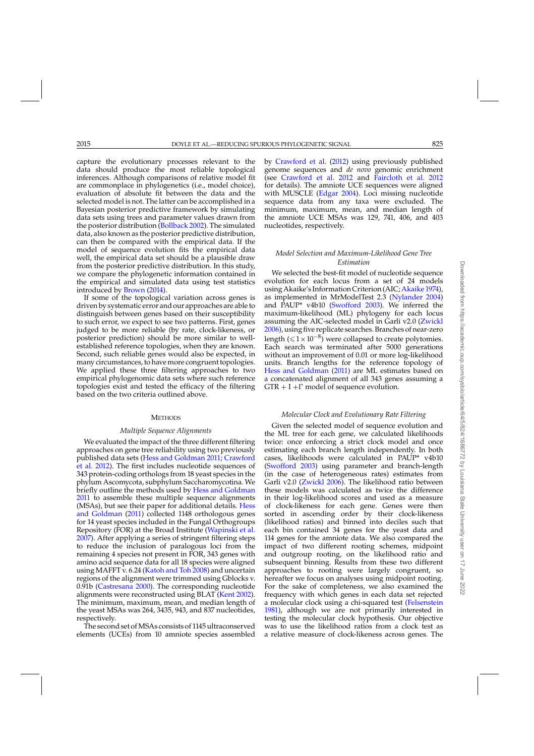capture the evolutionary processes relevant to the data should produce the most reliable topological inferences. Although comparisons of relative model fit are commonplace in phylogenetics (i.e., model choice), evaluation of absolute fit between the data and the selected model is not. The latter can be accomplished in a Bayesian posterior predictive framework by simulating data sets using trees and parameter values drawn from the posterior distribution (Bollback 2002). The simulated data, also known as the posterior predictive distribution, can then be compared with the empirical data. If the model of sequence evolution fits the empirical data well, the empirical data set should be a plausible draw from the posterior predictive distribution. In this study, we compare the phylogenetic information contained in the empirical and simulated data using test statistics introduced by Brown (2014).

If some of the topological variation across genes is driven by systematic error and our approaches are able to distinguish between genes based on their susceptibility to such error, we expect to see two patterns. First, genes judged to be more reliable (by rate, clock-likeness, or posterior prediction) should be more similar to well-established reference topologies, when they are known. Second, such reliable genes would also be expected, in many circumstances, to have more congruent topologies. We applied these three filtering approaches to two empirical phylogenomic data sets where such reference topologies exist and tested the efficacy of the filtering based on the two criteria outlined above.

## Methods

### *Multiple Sequence Alignments*

We evaluated the impact of the three different filtering approaches on gene tree reliability using two previously published data sets (Hess and Goldman 2011; Crawford et al. 2012). The first includes nucleotide sequences of 343 protein-coding orthologs from 18 yeast species in the phylum Ascomycota, subphylum Saccharomycotina. We briefly outline the methods used by Hess and Goldman 2011 to assemble these multiple sequence alignments (MSAs), but see their paper for additional details. Hess and Goldman (2011) collected 1148 orthologous genes for 14 yeast species included in the Fungal Orthogroups Repository (FOR) at the Broad Institute (Wapinski et al. 2007). After applying a series of stringent filtering steps to reduce the inclusion of paralogous loci from the remaining 4 species not present in FOR, 343 genes with amino acid sequence data for all 18 species were aligned using MAFFT v. 6.24 (Katoh and Toh 2008) and uncertain regions of the alignment were trimmed using Gblocks v. 0.91b (Castresana 2000). The corresponding nucleotide alignments were reconstructed using BLAT (Kent 2002). The minimum, maximum, mean, and median length of the yeast MSAs was 264, 3435, 943, and 837 nucleotides, respectively.

The second set of MSAs consists of 1145 ultraconserved elements (UCEs) from 10 amniote species assembled by Crawford et al. (2012) using previously published genome sequences and *de novo* genomic enrichment (see Crawford et al. 2012 and Faircloth et al. 2012 for details). The amniote UCE sequences were aligned with MUSCLE (Edgar 2004). Loci missing nucleotide sequence data from any taxa were excluded. The minimum, maximum, mean, and median length of the amniote UCE MSAs was 129, 741, 406, and 403 nucleotides, respectively.

### *Model Selection and Maximum-Likelihood Gene Tree Estimation*

We selected the best-fit model of nucleotide sequence evolution for each locus from a set of 24 models using Akaike's Information Criterion (AIC; Akaike 1974), as implemented in MrModelTest 2.3 (Nylander 2004) and PAUP* v4b10 (Swofford 2003). We inferred the maximum-likelihood (ML) phylogeny for each locus assuming the AIC-selected model in Garli v2.0 (Zwickl 2006), using five replicate searches. Branches of near-zero length ($\leqslant 1 \times 10^{-8}$) were collapsed to create polytomies. Each search was terminated after 5000 generations without an improvement of 0.01 or more log-likelihood units. Branch lengths for the reference topology of Hess and Goldman (2011) are ML estimates based on a concatenated alignment of all 343 genes assuming a GTR + I + $\Gamma$ model of sequence evolution.

### *Molecular Clock and Evolutionary Rate Filtering*

Given the selected model of sequence evolution and the ML tree for each gene, we calculated likelihoods twice: once enforcing a strict clock model and once estimating each branch length independently. In both cases, likelihoods were calculated in PAUP* v4b10 (Swofford 2003) using parameter and branch-length (in the case of heterogeneous rates) estimates from Garli v2.0 (Zwickl 2006). The likelihood ratio between these models was calculated as twice the difference in their log-likelihood scores and used as a measure of clock-likeness for each gene. Genes were then sorted in ascending order by their clock-likeness (likelihood ratios) and binned into deciles such that each bin contained 34 genes for the yeast data and 114 genes for the amniote data. We also compared the impact of two different rooting schemes, midpoint and outgroup rooting, on the likelihood ratio and subsequent binning. Results from these two different approaches to rooting were largely congruent, so hereafter we focus on analyses using midpoint rooting. For the sake of completeness, we also examined the frequency with which genes in each data set rejected a molecular clock using a chi-squared test (Felsenstein 1981), although we are not primarily interested in testing the molecular clock hypothesis. Our objective was to use the likelihood ratios from a clock test as a relative measure of clock-likeness across genes. The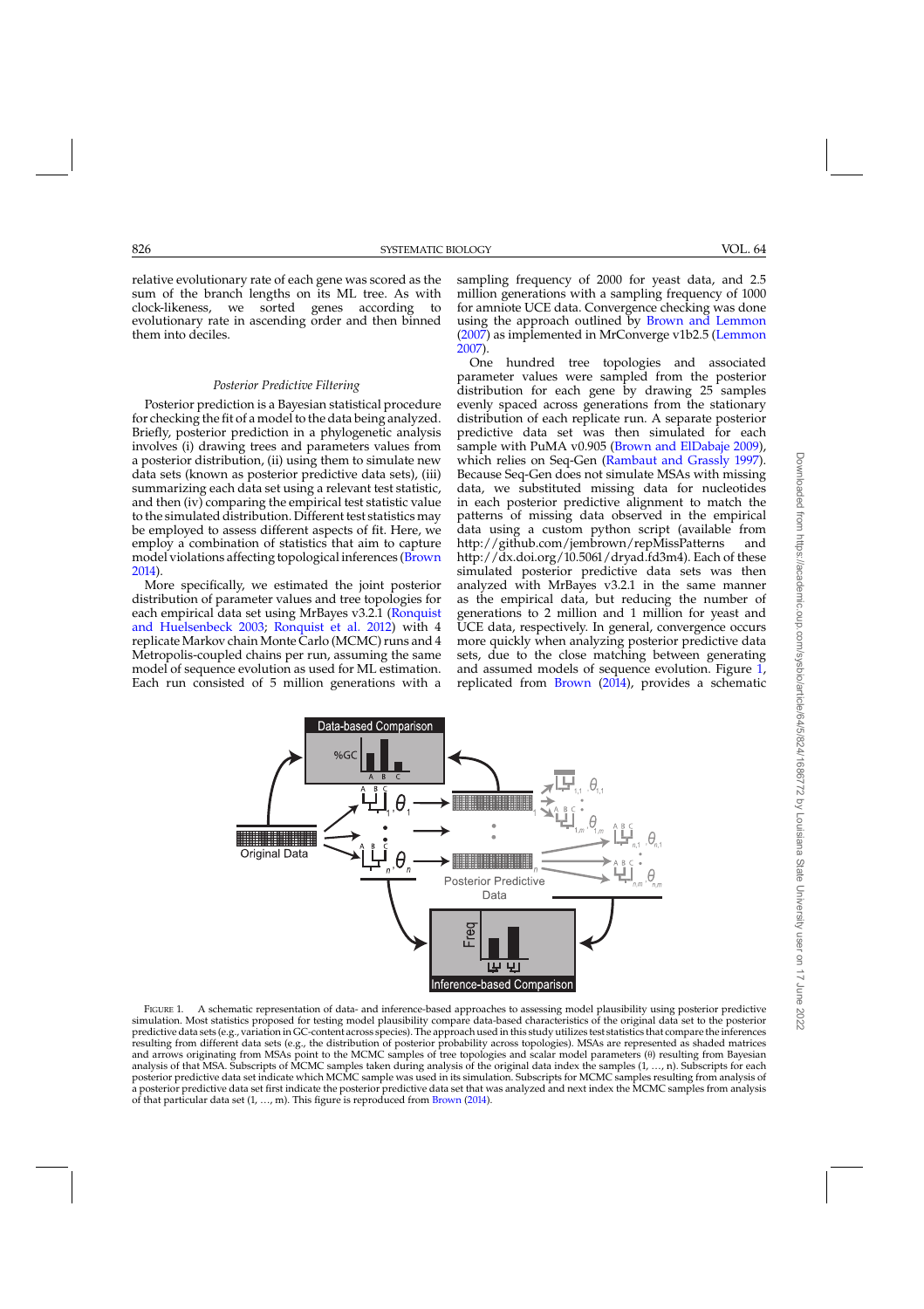relative evolutionary rate of each gene was scored as the sum of the branch lengths on its ML tree. As with clock-likeness, we sorted genes according to evolutionary rate in ascending order and then binned them into deciles.

### *Posterior Predictive Filtering*

Posterior prediction is a Bayesian statistical procedure for checking the fit of a model to the data being analyzed. Briefly, posterior prediction in a phylogenetic analysis involves (i) drawing trees and parameters values from a posterior distribution, (ii) using them to simulate new data sets (known as posterior predictive data sets), (iii) summarizing each data set using a relevant test statistic, and then (iv) comparing the empirical test statistic value to the simulated distribution. Different test statistics may be employed to assess different aspects of fit. Here, we employ a combination of statistics that aim to capture model violations affecting topological inferences (Brown 2014).

More specifically, we estimated the joint posterior distribution of parameter values and tree topologies for each empirical data set using MrBayes v3.2.1 (Ronquist and Huelsenbeck 2003; Ronquist et al. 2012) with 4 replicate Markov chain Monte Carlo (MCMC) runs and 4 Metropolis-coupled chains per run, assuming the same model of sequence evolution as used for ML estimation. Each run consisted of 5 million generations with a sampling frequency of 2000 for yeast data, and 2.5 million generations with a sampling frequency of 1000 for amniote UCE data. Convergence checking was done using the approach outlined by Brown and Lemmon (2007) as implemented in MrConverge v1b2.5 (Lemmon 2007).

One hundred tree topologies and associated parameter values were sampled from the posterior distribution for each gene by drawing 25 samples evenly spaced across generations from the stationary distribution of each replicate run. A separate posterior predictive data set was then simulated for each sample with PuMA v0.905 (Brown and ElDabaje 2009), which relies on Seq-Gen (Rambaut and Grassly 1997). Because Seq-Gen does not simulate MSAs with missing data, we substituted missing data for nucleotides in each posterior predictive alignment to match the patterns of missing data observed in the empirical data using a custom python script (available from http://github.com/jembrown/repMissPatterns and http://dx.doi.org/10.5061/dryad.fd3m4). Each of these simulated posterior predictive data sets was then analyzed with MrBayes v3.2.1 in the same manner as the empirical data, but reducing the number of generations to 2 million and 1 million for yeast and UCE data, respectively. In general, convergence occurs more quickly when analyzing posterior predictive data sets, due to the close matching between generating and assumed models of sequence evolution. Figure 1, replicated from Brown (2014), provides a schematic

FIGURE 1. A schematic representation of data- and inference-based approaches to assessing model plausibility using posterior predictive simulation. Most statistics proposed for testing model plausibility compare data-based characteristics of the original data set to the posterior predictive data sets (e.g., variation in GC-content across species). The approach used in this study utilizes test statistics that compare the inferences resulting from different data sets (e.g., the distribution of posterior probability across topologies). MSAs are represented as shaded matrices and arrows originating from MSAs point to the MCMC samples of tree topologies and scalar model parameters (θ) resulting from Bayesian analysis of that MSA. Subscripts of MCMC samples taken during analysis of the original data index the samples (1, …, n). Subscripts for each posterior predictive data set indicate which MCMC sample was used in its simulation. Subscripts for MCMC samples resulting from analysis of a posterior predictive data set first indicate the posterior predictive data set that was analyzed and next index the MCMC samples from analysis of that particular data set (1, …, m). This figure is reproduced from Brown (2014).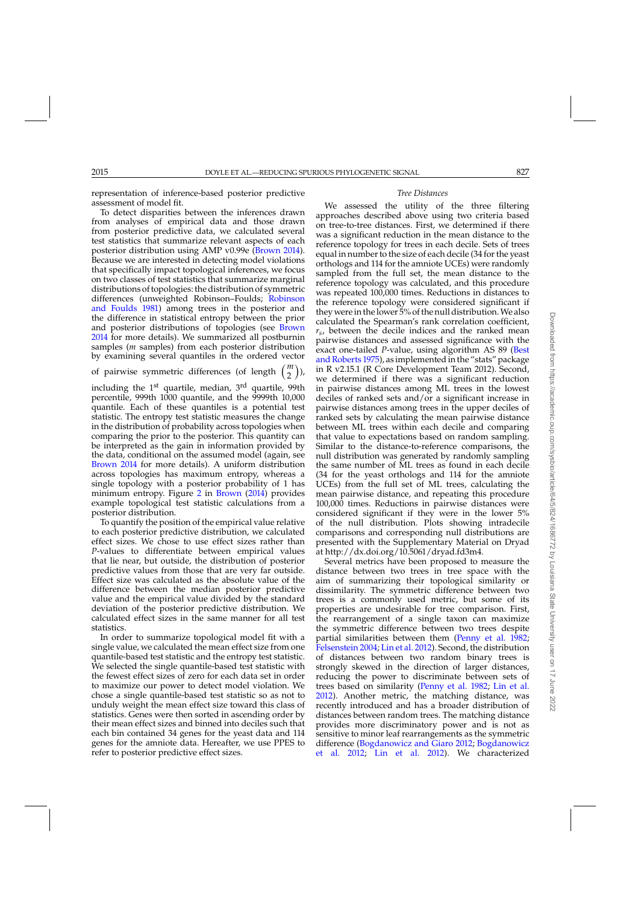representation of inference-based posterior predictive assessment of model fit.

To detect disparities between the inferences drawn from analyses of empirical data and those drawn from posterior predictive data, we calculated several test statistics that summarize relevant aspects of each posterior distribution using AMP v0.99e (Brown 2014). Because we are interested in detecting model violations that specifically impact topological inferences, we focus on two classes of test statistics that summarize marginal distributions of topologies: the distribution of symmetric differences (unweighted Robinson–Foulds; Robinson and Foulds 1981) among trees in the posterior and the difference in statistical entropy between the prior and posterior distributions of topologies (see Brown 2014 for more details). We summarized all postburnin samples ($m$ samples) from each posterior distribution by examining several quantiles in the ordered vector of pairwise symmetric differences (of length $\binom{m}{2}$), including the 1st quartile, median, 3rd quartile, 99th percentile, 999th 1000 quantile, and the 9999th 10,000 quantile. Each of these quantiles is a potential test statistic. The entropy test statistic measures the change in the distribution of probability across topologies when comparing the prior to the posterior. This quantity can be interpreted as the gain in information provided by the data, conditional on the assumed model (again, see Brown 2014 for more details). A uniform distribution across topologies has maximum entropy, whereas a single topology with a posterior probability of 1 has minimum entropy. Figure 2 in Brown (2014) provides example topological test statistic calculations from a posterior distribution.

To quantify the position of the empirical value relative to each posterior predictive distribution, we calculated effect sizes. We chose to use effect sizes rather than $P$-values to differentiate between empirical values that lie near, but outside, the distribution of posterior predictive values from those that are very far outside. Effect size was calculated as the absolute value of the difference between the median posterior predictive value and the empirical value divided by the standard deviation of the posterior predictive distribution. We calculated effect sizes in the same manner for all test statistics.

In order to summarize topological model fit with a single value, we calculated the mean effect size from one quantile-based test statistic and the entropy test statistic. We selected the single quantile-based test statistic with the fewest effect sizes of zero for each data set in order to maximize our power to detect model violation. We chose a single quantile-based test statistic so as not to unduly weight the mean effect size toward this class of statistics. Genes were then sorted in ascending order by their mean effect sizes and binned into deciles such that each bin contained 34 genes for the yeast data and 114 genes for the amniote data. Hereafter, we use PPES to refer to posterior predictive effect sizes.

### *Tree Distances*

We assessed the utility of the three filtering approaches described above using two criteria based on tree-to-tree distances. First, we determined if there was a significant reduction in the mean distance to the reference topology for trees in each decile. Sets of trees equal in number to the size of each decile (34 for the yeast orthologs and 114 for the amniote UCEs) were randomly sampled from the full set, the mean distance to the reference topology was calculated, and this procedure was repeated 100,000 times. Reductions in distances to the reference topology were considered significant if they were in the lower 5% of the null distribution. We also calculated the Spearman's rank correlation coefficient, $r_s$, between the decile indices and the ranked mean pairwise distances and assessed significance with the exact one-tailed $P$-value, using algorithm AS 89 (Best and Roberts 1975), as implemented in the "stats" package in R v2.15.1 (R Core Development Team 2012). Second, we determined if there was a significant reduction in pairwise distances among ML trees in the lowest deciles of ranked sets and/or a significant increase in pairwise distances among trees in the upper deciles of ranked sets by calculating the mean pairwise distance between ML trees within each decile and comparing that value to expectations based on random sampling. Similar to the distance-to-reference comparisons, the null distribution was generated by randomly sampling the same number of ML trees as found in each decile (34 for the yeast orthologs and 114 for the amniote UCEs) from the full set of ML trees, calculating the mean pairwise distance, and repeating this procedure 100,000 times. Reductions in pairwise distances were considered significant if they were in the lower 5% of the null distribution. Plots showing intradecile comparisons and corresponding null distributions are presented with the Supplementary Material on Dryad at http://dx.doi.org/10.5061/dryad.fd3m4.

Several metrics have been proposed to measure the distance between two trees in tree space with the aim of summarizing their topological similarity or dissimilarity. The symmetric difference between two trees is a commonly used metric, but some of its properties are undesirable for tree comparison. First, the rearrangement of a single taxon can maximize the symmetric difference between two trees despite partial similarities between them (Penny et al. 1982; Felsenstein 2004; Lin et al. 2012). Second, the distribution of distances between two random binary trees is strongly skewed in the direction of larger distances, reducing the power to discriminate between sets of trees based on similarity (Penny et al. 1982; Lin et al. 2012). Another metric, the matching distance, was recently introduced and has a broader distribution of distances between random trees. The matching distance provides more discriminatory power and is not as sensitive to minor leaf rearrangements as the symmetric difference (Bogdanowicz and Giaro 2012; Bogdanowicz et al. 2012; Lin et al. 2012). We characterized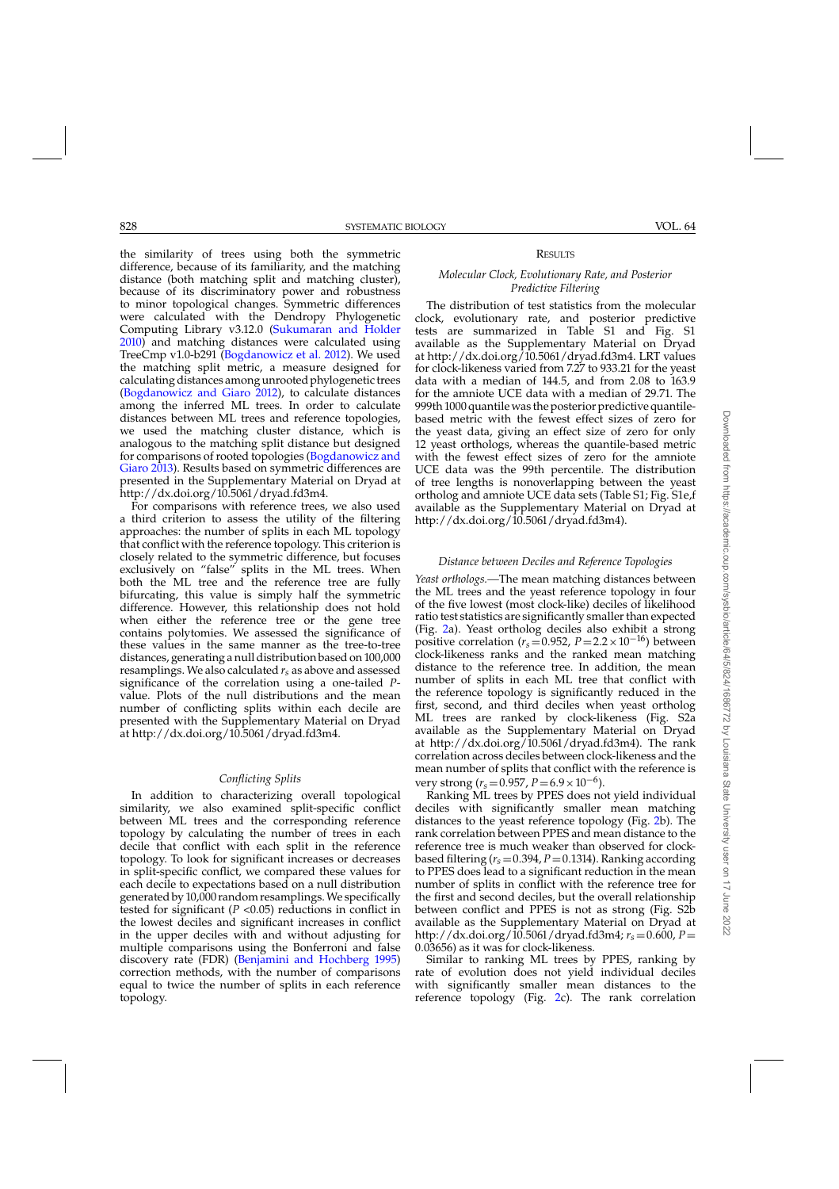the similarity of trees using both the symmetric difference, because of its familiarity, and the matching distance (both matching split and matching cluster), because of its discriminatory power and robustness to minor topological changes. Symmetric differences were calculated with the Dendropy Phylogenetic Computing Library v3.12.0 (Sukumaran and Holder 2010) and matching distances were calculated using TreeCmp v1.0-b291 (Bogdanowicz et al. 2012). We used the matching split metric, a measure designed for calculating distances among unrooted phylogenetic trees (Bogdanowicz and Giaro 2012), to calculate distances among the inferred ML trees. In order to calculate distances between ML trees and reference topologies, we used the matching cluster distance, which is analogous to the matching split distance but designed for comparisons of rooted topologies (Bogdanowicz and Giaro 2013). Results based on symmetric differences are presented in the Supplementary Material on Dryad at http://dx.doi.org/10.5061/dryad.fd3m4.

For comparisons with reference trees, we also used a third criterion to assess the utility of the filtering approaches: the number of splits in each ML topology that conflict with the reference topology. This criterion is closely related to the symmetric difference, but focuses exclusively on "false" splits in the ML trees. When both the ML tree and the reference tree are fully bifurcating, this value is simply half the symmetric difference. However, this relationship does not hold when either the reference tree or the gene tree contains polytomies. We assessed the significance of these values in the same manner as the tree-to-tree distances, generating a null distribution based on 100,000 resamplings. We also calculated $r_s$ as above and assessed significance of the correlation using a one-tailed $P$-value. Plots of the null distributions and the mean number of conflicting splits within each decile are presented with the Supplementary Material on Dryad at http://dx.doi.org/10.5061/dryad.fd3m4.

### *Conflicting Splits*

In addition to characterizing overall topological similarity, we also examined split-specific conflict between ML trees and the corresponding reference topology by calculating the number of trees in each decile that conflict with each split in the reference topology. To look for significant increases or decreases in split-specific conflict, we compared these values for each decile to expectations based on a null distribution generated by 10,000 random resamplings. We specifically tested for significant ($P$ <0.05) reductions in conflict in the lowest deciles and significant increases in conflict in the upper deciles with and without adjusting for multiple comparisons using the Bonferroni and false discovery rate (FDR) (Benjamini and Hochberg 1995) correction methods, with the number of comparisons equal to twice the number of splits in each reference topology.

## Results

### *Molecular Clock, Evolutionary Rate, and Posterior Predictive Filtering*

The distribution of test statistics from the molecular clock, evolutionary rate, and posterior predictive tests are summarized in Table S1 and Fig. S1 available as the Supplementary Material on Dryad at http://dx.doi.org/10.5061/dryad.fd3m4. LRT values for clock-likeness varied from 7.27 to 933.21 for the yeast data with a median of 144.5, and from 2.08 to 163.9 for the amniote UCE data with a median of 29.71. The 999th 1000 quantile was the posterior predictive quantile-based metric with the fewest effect sizes of zero for the yeast data, giving an effect size of zero for only 12 yeast orthologs, whereas the quantile-based metric with the fewest effect sizes of zero for the amniote UCE data was the 99th percentile. The distribution of tree lengths is nonoverlapping between the yeast ortholog and amniote UCE data sets (Table S1; Fig. S1e,f available as the Supplementary Material on Dryad at http://dx.doi.org/10.5061/dryad.fd3m4).

### *Distance between Deciles and Reference Topologies*

*Yeast orthologs.*—The mean matching distances between the ML trees and the yeast reference topology in four of the five lowest (most clock-like) deciles of likelihood ratio test statistics are significantly smaller than expected (Fig. 2a). Yeast ortholog deciles also exhibit a strong positive correlation ($r_s = 0.952$, $P = 2.2\times10^{-16}$) between clock-likeness ranks and the ranked mean matching distance to the reference tree. In addition, the mean number of splits in each ML tree that conflict with the reference topology is significantly reduced in the first, second, and third deciles when yeast ortholog ML trees are ranked by clock-likeness (Fig. S2a available as the Supplementary Material on Dryad at http://dx.doi.org/10.5061/dryad.fd3m4). The rank correlation across deciles between clock-likeness and the mean number of splits that conflict with the reference is very strong ($r_s = 0.957$, $P = 6.9\times10^{-6}$).

Ranking ML trees by PPES does not yield individual deciles with significantly smaller mean matching distances to the yeast reference topology (Fig. 2b). The rank correlation between PPES and mean distance to the reference tree is much weaker than observed for clock-based filtering ($r_s = 0.394$, $P = 0.1314$). Ranking according to PPES does lead to a significant reduction in the mean number of splits in conflict with the reference tree for the first and second deciles, but the overall relationship between conflict and PPES is not as strong (Fig. S2b available as the Supplementary Material on Dryad at http://dx.doi.org/10.5061/dryad.fd3m4; $r_s = 0.600$, $P = 0.03656$) as it was for clock-likeness.

Similar to ranking ML trees by PPES, ranking by rate of evolution does not yield individual deciles with significantly smaller mean distances to the reference topology (Fig. 2c). The rank correlation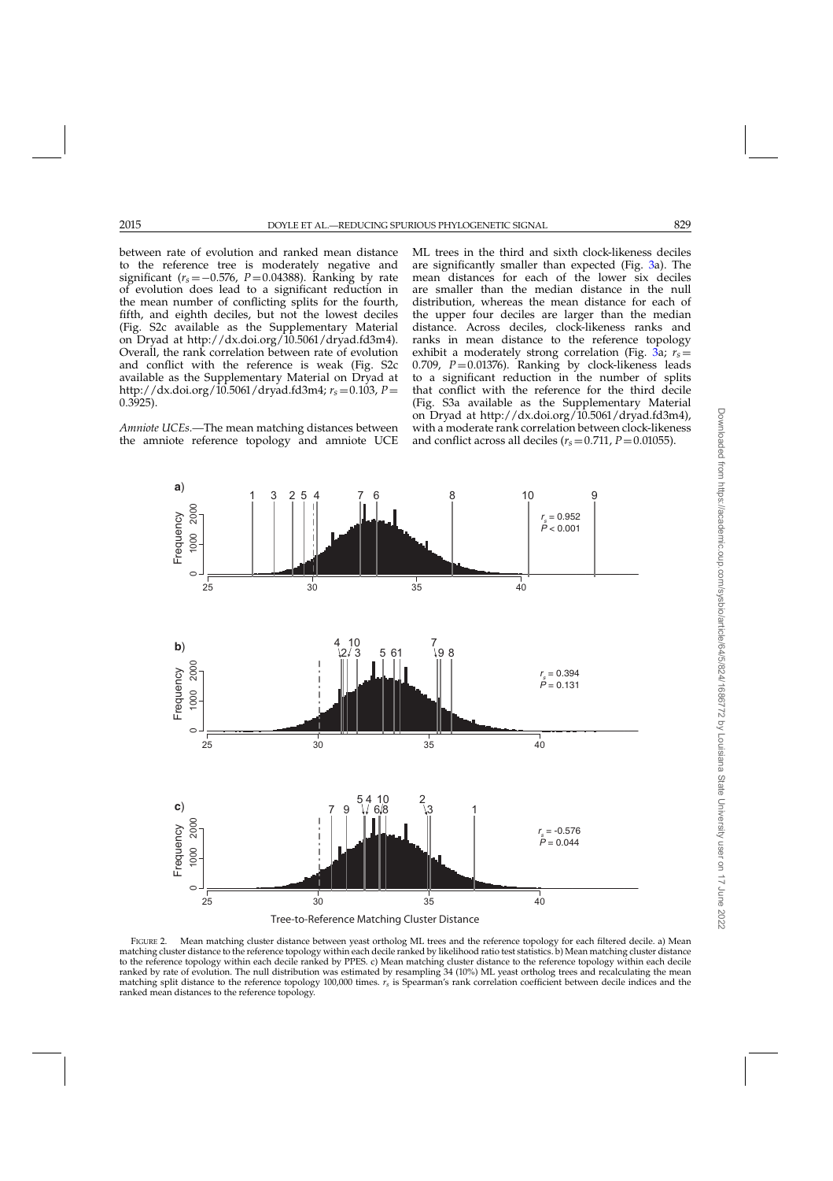between rate of evolution and ranked mean distance to the reference tree is moderately negative and significant ($r_s = -0.576$, $P = 0.04388$). Ranking by rate of evolution does lead to a significant reduction in the mean number of conflicting splits for the fourth, fifth, and eighth deciles, but not the lowest deciles (Fig. S2c available as the Supplementary Material on Dryad at http://dx.doi.org/10.5061/dryad.fd3m4). Overall, the rank correlation between rate of evolution and conflict with the reference is weak (Fig. S2c available as the Supplementary Material on Dryad at http://dx.doi.org/10.5061/dryad.fd3m4; $r_s = 0.103$, $P = 0.3925$).

*Amniote UCEs*.—The mean matching distances between the amniote reference topology and amniote UCE ML trees in the third and sixth clock-likeness deciles are significantly smaller than expected (Fig. 3a). The mean distances for each of the lower six deciles are smaller than the median distance in the null distribution, whereas the mean distance for each of the upper four deciles are larger than the median distance. Across deciles, clock-likeness ranks and ranks in mean distance to the reference topology exhibit a moderately strong correlation (Fig. 3a; $r_s = 0.709$, $P = 0.01376$). Ranking by clock-likeness leads to a significant reduction in the number of splits that conflict with the reference for the third decile (Fig. S3a available as the Supplementary Material on Dryad at http://dx.doi.org/10.5061/dryad.fd3m4), with a moderate rank correlation between clock-likeness and conflict across all deciles ($r_s = 0.711$, $P = 0.01055$).

FIGURE 2. Mean matching cluster distance between yeast ortholog ML trees and the reference topology for each filtered decile. a) Mean matching cluster distance to the reference topology within each decile ranked by likelihood ratio test statistics. b) Mean matching cluster distance to the reference topology within each decile ranked by PPES. c) Mean matching cluster distance to the reference topology within each decile ranked by rate of evolution. The null distribution was estimated by resampling 34 (10%) ML yeast ortholog trees and recalculating the mean matching split distance to the reference topology 100,000 times. $r_s$ is Spearman's rank correlation coefficient between decile indices and the ranked mean distances to the reference topology.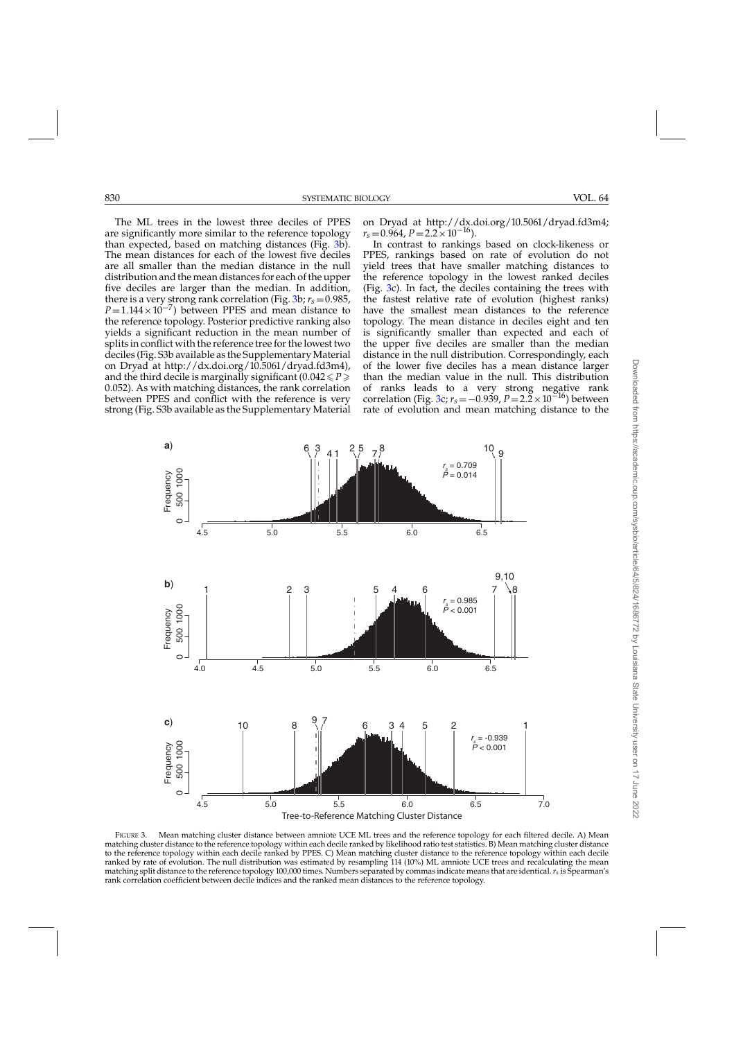The ML trees in the lowest three deciles of PPES are significantly more similar to the reference topology than expected, based on matching distances (Fig. 3b). The mean distances for each of the lowest five deciles are all smaller than the median distance in the null distribution and the mean distances for each of the upper five deciles are larger than the median. In addition, there is a very strong rank correlation (Fig. 3b; $r_s = 0.985$, $P = 1.144 \times 10^{-7}$) between PPES and mean distance to the reference topology. Posterior predictive ranking also yields a significant reduction in the mean number of splits in conflict with the reference tree for the lowest two deciles (Fig. S3b available as the Supplementary Material on Dryad at http://dx.doi.org/10.5061/dryad.fd3m4), and the third decile is marginally significant ($0.042 \leqslant P \geqslant 0.052$). As with matching distances, the rank correlation between PPES and conflict with the reference is very strong (Fig. S3b available as the Supplementary Material on Dryad at http://dx.doi.org/10.5061/dryad.fd3m4; $r_s = 0.964$, $P = 2.2 \times 10^{-16}$).

In contrast to rankings based on clock-likeness or PPES, rankings based on rate of evolution do not yield trees that have smaller matching distances to the reference topology in the lowest ranked deciles (Fig. 3c). In fact, the deciles containing the trees with the fastest relative rate of evolution (highest ranks) have the smallest mean distances to the reference topology. The mean distance in deciles eight and ten is significantly smaller than expected and each of the upper five deciles are smaller than the median distance in the null distribution. Correspondingly, each of the lower five deciles has a mean distance larger than the median value in the null. This distribution of ranks leads to a very strong negative rank correlation (Fig. 3c; $r_s = -0.939$, $P = 2.2 \times 10^{-16}$) between rate of evolution and mean matching distance to the

FIGURE 3. Mean matching cluster distance between amniote UCE ML trees and the reference topology for each filtered decile. A) Mean matching cluster distance to the reference topology within each decile ranked by likelihood ratio test statistics. B) Mean matching cluster distance to the reference topology within each decile ranked by PPES. C) Mean matching cluster distance to the reference topology within each decile ranked by rate of evolution. The null distribution was estimated by resampling 114 (10%) ML amniote UCE trees and recalculating the mean matching split distance to the reference topology 100,000 times. Numbers separated by commas indicate means that are identical. $r_s$ is Spearman's rank correlation coefficient between decile indices and the ranked mean distances to the reference topology.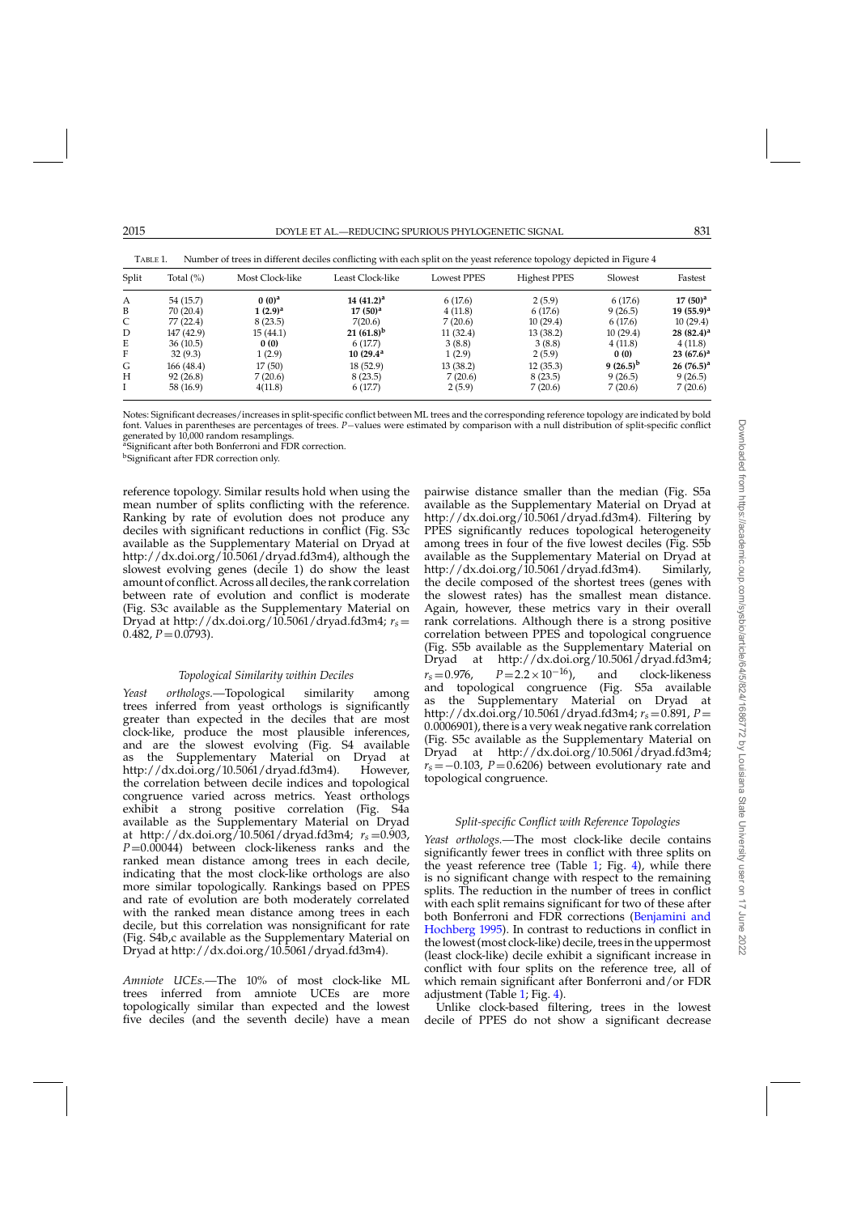TABLE 1. Number of trees in different deciles conflicting with each split on the yeast reference topology depicted in Figure 4

| Split | Total (%) | Most Clock-like | Least Clock-like | Lowest PPES | Highest PPES | Slowest | Fastest |
|---|---|---|---|---|---|---|---|
| A | 54 (15.7) | **0 (0)[a]** | **14 (41.2)[a]** | 6 (17.6) | 2 (5.9) | 6 (17.6) | **17 (50)[a]** |
| B | 70 (20.4) | **1 (2.9)[a]** | **17 (50)[a]** | 4 (11.8) | 6 (17.6) | 9 (26.5) | **19 (55.9)[a]** |
| C | 77 (22.4) | 8 (23.5) | 7(20.6) | 7 (20.6) | 10 (29.4) | 6 (17.6) | 10 (29.4) |
| D | 147 (42.9) | 15 (44.1) | **21 (61.8)[b]** | 11 (32.4) | 13 (38.2) | 10 (29.4) | **28 (82.4)[a]** |
| E | 36 (10.5) | **0 (0)** | 6 (17.7) | 3 (8.8) | 3 (8.8) | 4 (11.8) | 4 (11.8) |
| F | 32 (9.3) | 1 (2.9) | **10 (29.4[a]** | 1 (2.9) | 2 (5.9) | **0 (0)** | **23 (67.6)[a]** |
| G | 166 (48.4) | 17 (50) | 18 (52.9) | 13 (38.2) | 12 (35.3) | **9 (26.5)[b]** | **26 (76.5)[a]** |
| H | 92 (26.8) | 7 (20.6) | 8 (23.5) | 7 (20.6) | 8 (23.5) | 9 (26.5) | 9 (26.5) |
| I | 58 (16.9) | 4(11.8) | 6 (17.7) | 2 (5.9) | 7 (20.6) | 7 (20.6) | 7 (20.6) |

Notes: Significant decreases/increases in split-specific conflict between ML trees and the corresponding reference topology are indicated by bold font. Values in parentheses are percentages of trees. *P*−values were estimated by comparison with a null distribution of split-specific conflict generated by 10,000 random resamplings.
[a]Significant after both Bonferroni and FDR correction.
[b]Significant after FDR correction only.

reference topology. Similar results hold when using the mean number of splits conflicting with the reference. Ranking by rate of evolution does not produce any deciles with significant reductions in conflict (Fig. S3c available as the Supplementary Material on Dryad at http://dx.doi.org/10.5061/dryad.fd3m4), although the slowest evolving genes (decile 1) do show the least amount of conflict. Across all deciles, the rank correlation between rate of evolution and conflict is moderate (Fig. S3c available as the Supplementary Material on Dryad at http://dx.doi.org/10.5061/dryad.fd3m4; $r_s = 0.482$, $P = 0.0793$).

### *Topological Similarity within Deciles*

*Yeast orthologs.*—Topological similarity among trees inferred from yeast orthologs is significantly greater than expected in the deciles that are most clock-like, produce the most plausible inferences, and are the slowest evolving (Fig. S4 available as the Supplementary Material on Dryad at http://dx.doi.org/10.5061/dryad.fd3m4). However, the correlation between decile indices and topological congruence varied across metrics. Yeast orthologs exhibit a strong positive correlation (Fig. S4a available as the Supplementary Material on Dryad at http://dx.doi.org/10.5061/dryad.fd3m4; $r_s = 0.903$, $P = 0.00044$) between clock-likeness ranks and the ranked mean distance among trees in each decile, indicating that the most clock-like orthologs are also more similar topologically. Rankings based on PPES and rate of evolution are both moderately correlated with the ranked mean distance among trees in each decile, but this correlation was nonsignificant for rate (Fig. S4b,c available as the Supplementary Material on Dryad at http://dx.doi.org/10.5061/dryad.fd3m4).

*Amniote UCEs.*—The 10% of most clock-like ML trees inferred from amniote UCEs are more topologically similar than expected and the lowest five deciles (and the seventh decile) have a mean pairwise distance smaller than the median (Fig. S5a available as the Supplementary Material on Dryad at http://dx.doi.org/10.5061/dryad.fd3m4). Filtering by PPES significantly reduces topological heterogeneity among trees in four of the five lowest deciles (Fig. S5b available as the Supplementary Material on Dryad at http://dx.doi.org/10.5061/dryad.fd3m4). Similarly, the decile composed of the shortest trees (genes with the slowest rates) has the smallest mean distance. Again, however, these metrics vary in their overall rank correlations. Although there is a strong positive correlation between PPES and topological congruence (Fig. S5b available as the Supplementary Material on Dryad at http://dx.doi.org/10.5061/dryad.fd3m4; $r_s = 0.976$, $P = 2.2 \times 10^{-16}$), and clock-likeness and topological congruence (Fig. S5a available as the Supplementary Material on Dryad at http://dx.doi.org/10.5061/dryad.fd3m4; $r_s = 0.891$, $P = 0.0006901$), there is a very weak negative rank correlation (Fig. S5c available as the Supplementary Material on Dryad at http://dx.doi.org/10.5061/dryad.fd3m4; $r_s = -0.103$, $P = 0.6206$) between evolutionary rate and topological congruence.

### *Split-specific Conflict with Reference Topologies*

*Yeast orthologs.*—The most clock-like decile contains significantly fewer trees in conflict with three splits on the yeast reference tree (Table 1; Fig. 4), while there is no significant change with respect to the remaining splits. The reduction in the number of trees in conflict with each split remains significant for two of these after both Bonferroni and FDR corrections (Benjamini and Hochberg 1995). In contrast to reductions in conflict in the lowest (most clock-like) decile, trees in the uppermost (least clock-like) decile exhibit a significant increase in conflict with four splits on the reference tree, all of which remain significant after Bonferroni and/or FDR adjustment (Table 1; Fig. 4).

Unlike clock-based filtering, trees in the lowest decile of PPES do not show a significant decrease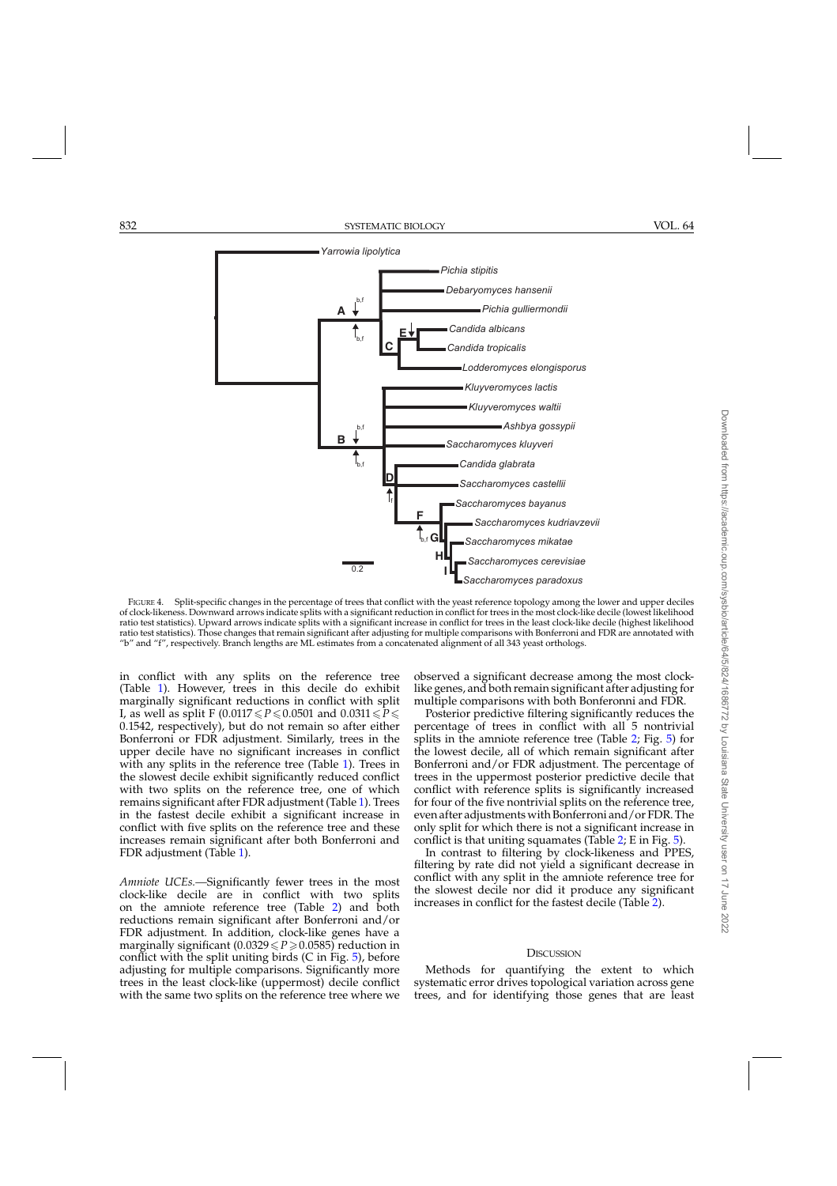FIGURE 4. Split-specific changes in the percentage of trees that conflict with the yeast reference topology among the lower and upper deciles of clock-likeness. Downward arrows indicate splits with a significant reduction in conflict for trees in the most clock-like decile (lowest likelihood ratio test statistics). Upward arrows indicate splits with a significant increase in conflict for trees in the least clock-like decile (highest likelihood ratio test statistics). Those changes that remain significant after adjusting for multiple comparisons with Bonferroni and FDR are annotated with "b" and "f", respectively. Branch lengths are ML estimates from a concatenated alignment of all 343 yeast orthologs.

in conflict with any splits on the reference tree (Table 1). However, trees in this decile do exhibit marginally significant reductions in conflict with split I, as well as split F ($0.0117 \leqslant P \leqslant 0.0501$ and $0.0311 \leqslant P \leqslant 0.1542$, respectively), but do not remain so after either Bonferroni or FDR adjustment. Similarly, trees in the upper decile have no significant increases in conflict with any splits in the reference tree (Table 1). Trees in the slowest decile exhibit significantly reduced conflict with two splits on the reference tree, one of which remains significant after FDR adjustment (Table 1). Trees in the fastest decile exhibit a significant increase in conflict with five splits on the reference tree and these increases remain significant after both Bonferroni and FDR adjustment (Table 1).

*Amniote UCEs.*—Significantly fewer trees in the most clock-like decile are in conflict with two splits on the amniote reference tree (Table 2) and both reductions remain significant after Bonferroni and/or FDR adjustment. In addition, clock-like genes have a marginally significant ($0.0329 \leqslant P \geqslant 0.0585$) reduction in conflict with the split uniting birds (C in Fig. 5), before adjusting for multiple comparisons. Significantly more trees in the least clock-like (uppermost) decile conflict with the same two splits on the reference tree where we observed a significant decrease among the most clock-like genes, and both remain significant after adjusting for multiple comparisons with both Bonferonni and FDR.

Posterior predictive filtering significantly reduces the percentage of trees in conflict with all 5 nontrivial splits in the amniote reference tree (Table 2; Fig. 5) for the lowest decile, all of which remain significant after Bonferroni and/or FDR adjustment. The percentage of trees in the uppermost posterior predictive decile that conflict with reference splits is significantly increased for four of the five nontrivial splits on the reference tree, even after adjustments with Bonferroni and/or FDR. The only split for which there is not a significant increase in conflict is that uniting squamates (Table 2; E in Fig. 5).

In contrast to filtering by clock-likeness and PPES, filtering by rate did not yield a significant decrease in conflict with any split in the amniote reference tree for the slowest decile nor did it produce any significant increases in conflict for the fastest decile (Table 2).

## DISCUSSION

Methods for quantifying the extent to which systematic error drives topological variation across gene trees, and for identifying those genes that are least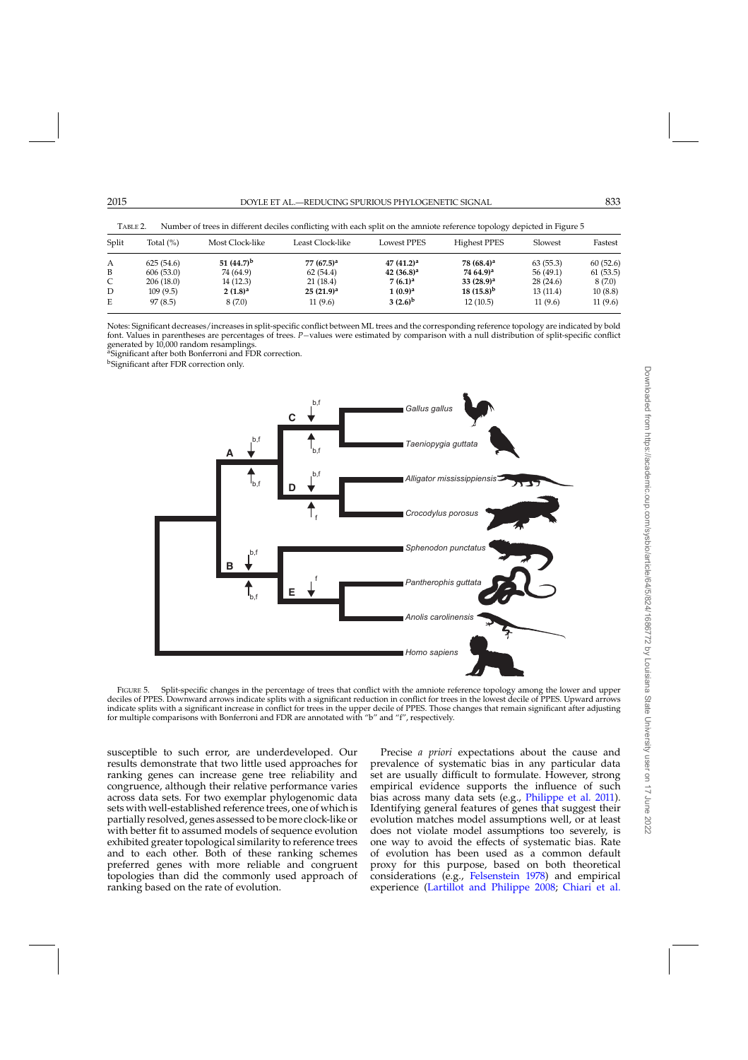TABLE 2. Number of trees in different deciles conflicting with each split on the amniote reference topology depicted in Figure 5

| Split | Total (%) | Most Clock-like | Least Clock-like | Lowest PPES | Highest PPES | Slowest | Fastest |
|---|---|---|---|---|---|---|---|
| A | 625 (54.6) | **51 (44.7)**[b] | **77 (67.5)**[a] | **47 (41.2)**[a] | **78 (68.4)**[a] | 63 (55.3) | 60 (52.6) |
| B | 606 (53.0) | 74 (64.9) | 62 (54.4) | **42 (36.8)**[a] | **74 64.9)**[a] | 56 (49.1) | 61 (53.5) |
| C | 206 (18.0) | 14 (12.3) | 21 (18.4) | **7 (6.1)**[a] | **33 (28.9)**[a] | 28 (24.6) | 8 (7.0) |
| D | 109 (9.5) | **2 (1.8)**[a] | **25 (21.9)**[a] | **1 (0.9)**[a] | **18 (15.8)**[b] | 13 (11.4) | 10 (8.8) |
| E | 97 (8.5) | 8 (7.0) | 11 (9.6) | **3 (2.6)**[b] | 12 (10.5) | 11 (9.6) | 11 (9.6) |

Notes: Significant decreases/increases in split-specific conflict between ML trees and the corresponding reference topology are indicated by bold font. Values in parentheses are percentages of trees. $P$−values were estimated by comparison with a null distribution of split-specific conflict generated by 10,000 random resamplings.
[a]Significant after both Bonferroni and FDR correction.
[b]Significant after FDR correction only.

FIGURE 5. Split-specific changes in the percentage of trees that conflict with the amniote reference topology among the lower and upper deciles of PPES. Downward arrows indicate splits with a significant reduction in conflict for trees in the lowest decile of PPES. Upward arrows indicate splits with a significant increase in conflict for trees in the upper decile of PPES. Those changes that remain significant after adjusting for multiple comparisons with Bonferroni and FDR are annotated with "b" and "f", respectively.

susceptible to such error, are underdeveloped. Our results demonstrate that two little used approaches for ranking genes can increase gene tree reliability and congruence, although their relative performance varies across data sets. For two exemplar phylogenomic data sets with well-established reference trees, one of which is partially resolved, genes assessed to be more clock-like or with better fit to assumed models of sequence evolution exhibited greater topological similarity to reference trees and to each other. Both of these ranking schemes preferred genes with more reliable and congruent topologies than did the commonly used approach of ranking based on the rate of evolution.

Precise *a priori* expectations about the cause and prevalence of systematic bias in any particular data set are usually difficult to formulate. However, strong empirical evidence supports the influence of such bias across many data sets (e.g., Philippe et al. 2011). Identifying general features of genes that suggest their evolution matches model assumptions well, or at least does not violate model assumptions too severely, is one way to avoid the effects of systematic bias. Rate of evolution has been used as a common default proxy for this purpose, based on both theoretical considerations (e.g., Felsenstein 1978) and empirical experience (Lartillot and Philippe 2008; Chiari et al.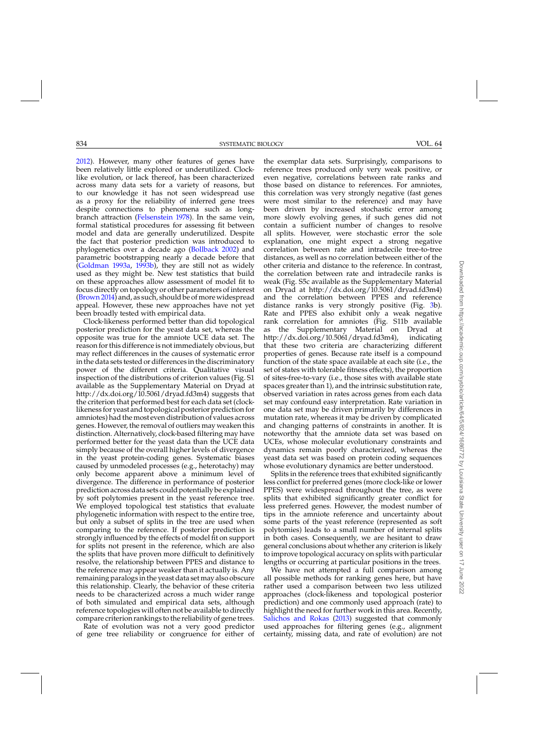2012). However, many other features of genes have been relatively little explored or underutilized. Clock-like evolution, or lack thereof, has been characterized across many data sets for a variety of reasons, but to our knowledge it has not seen widespread use as a proxy for the reliability of inferred gene trees despite connections to phenomena such as long-branch attraction (Felsenstein 1978). In the same vein, formal statistical procedures for assessing fit between model and data are generally underutilized. Despite the fact that posterior prediction was introduced to phylogenetics over a decade ago (Bollback 2002) and parametric bootstrapping nearly a decade before that (Goldman 1993a, 1993b), they are still not as widely used as they might be. New test statistics that build on these approaches allow assessment of model fit to focus directly on topology or other parameters of interest (Brown 2014) and, as such, should be of more widespread appeal. However, these new approaches have not yet been broadly tested with empirical data.

Clock-likeness performed better than did topological posterior prediction for the yeast data set, whereas the opposite was true for the amniote UCE data set. The reason for this difference is not immediately obvious, but may reflect differences in the causes of systematic error in the data sets tested or differences in the discriminatory power of the different criteria. Qualitative visual inspection of the distributions of criterion values (Fig. S1 available as the Supplementary Material on Dryad at http://dx.doi.org/10.5061/dryad.fd3m4) suggests that the criterion that performed best for each data set (clock-likeness for yeast and topological posterior prediction for amniotes) had the most even distribution of values across genes. However, the removal of outliers may weaken this distinction. Alternatively, clock-based filtering may have performed better for the yeast data than the UCE data simply because of the overall higher levels of divergence in the yeast protein-coding genes. Systematic biases caused by unmodeled processes (e.g., heterotachy) may only become apparent above a minimum level of divergence. The difference in performance of posterior prediction across data sets could potentially be explained by soft polytomies present in the yeast reference tree. We employed topological test statistics that evaluate phylogenetic information with respect to the entire tree, but only a subset of splits in the tree are used when comparing to the reference. If posterior prediction is strongly influenced by the effects of model fit on support for splits not present in the reference, which are also the splits that have proven more difficult to definitively resolve, the relationship between PPES and distance to the reference may appear weaker than it actually is. Any remaining paralogs in the yeast data set may also obscure this relationship. Clearly, the behavior of these criteria needs to be characterized across a much wider range of both simulated and empirical data sets, although reference topologies will often not be available to directly compare criterion rankings to the reliability of gene trees.

Rate of evolution was not a very good predictor of gene tree reliability or congruence for either of the exemplar data sets. Surprisingly, comparisons to reference trees produced only very weak positive, or even negative, correlations between rate ranks and those based on distance to references. For amniotes, this correlation was very strongly negative (fast genes were most similar to the reference) and may have been driven by increased stochastic error among more slowly evolving genes, if such genes did not contain a sufficient number of changes to resolve all splits. However, were stochastic error the sole explanation, one might expect a strong negative correlation between rate and intradecile tree-to-tree distances, as well as no correlation between either of the other criteria and distance to the reference. In contrast, the correlation between rate and intradecile ranks is weak (Fig. S5c available as the Supplementary Material on Dryad at http://dx.doi.org/10.5061/dryad.fd3m4) and the correlation between PPES and reference distance ranks is very strongly positive (Fig. 3b). Rate and PPES also exhibit only a weak negative rank correlation for amniotes (Fig. S11b available as the Supplementary Material on Dryad at http://dx.doi.org/10.5061/dryad.fd3m4), indicating that these two criteria are characterizing different properties of genes. Because rate itself is a compound function of the state space available at each site (i.e., the set of states with tolerable fitness effects), the proportion of sites-free-to-vary (i.e., those sites with available state spaces greater than 1), and the intrinsic substitution rate, observed variation in rates across genes from each data set may confound easy interpretation. Rate variation in one data set may be driven primarily by differences in mutation rate, whereas it may be driven by complicated and changing patterns of constraints in another. It is noteworthy that the amniote data set was based on UCEs, whose molecular evolutionary constraints and dynamics remain poorly characterized, whereas the yeast data set was based on protein coding sequences whose evolutionary dynamics are better understood.

Splits in the reference trees that exhibited significantly less conflict for preferred genes (more clock-like or lower PPES) were widespread throughout the tree, as were splits that exhibited significantly greater conflict for less preferred genes. However, the modest number of tips in the amniote reference and uncertainty about some parts of the yeast reference (represented as soft polytomies) leads to a small number of internal splits in both cases. Consequently, we are hesitant to draw general conclusions about whether any criterion is likely to improve topological accuracy on splits with particular lengths or occurring at particular positions in the trees.

We have not attempted a full comparison among all possible methods for ranking genes here, but have rather used a comparison between two less utilized approaches (clock-likeness and topological posterior prediction) and one commonly used approach (rate) to highlight the need for further work in this area. Recently, Salichos and Rokas (2013) suggested that commonly used approaches for filtering genes (e.g., alignment certainty, missing data, and rate of evolution) are not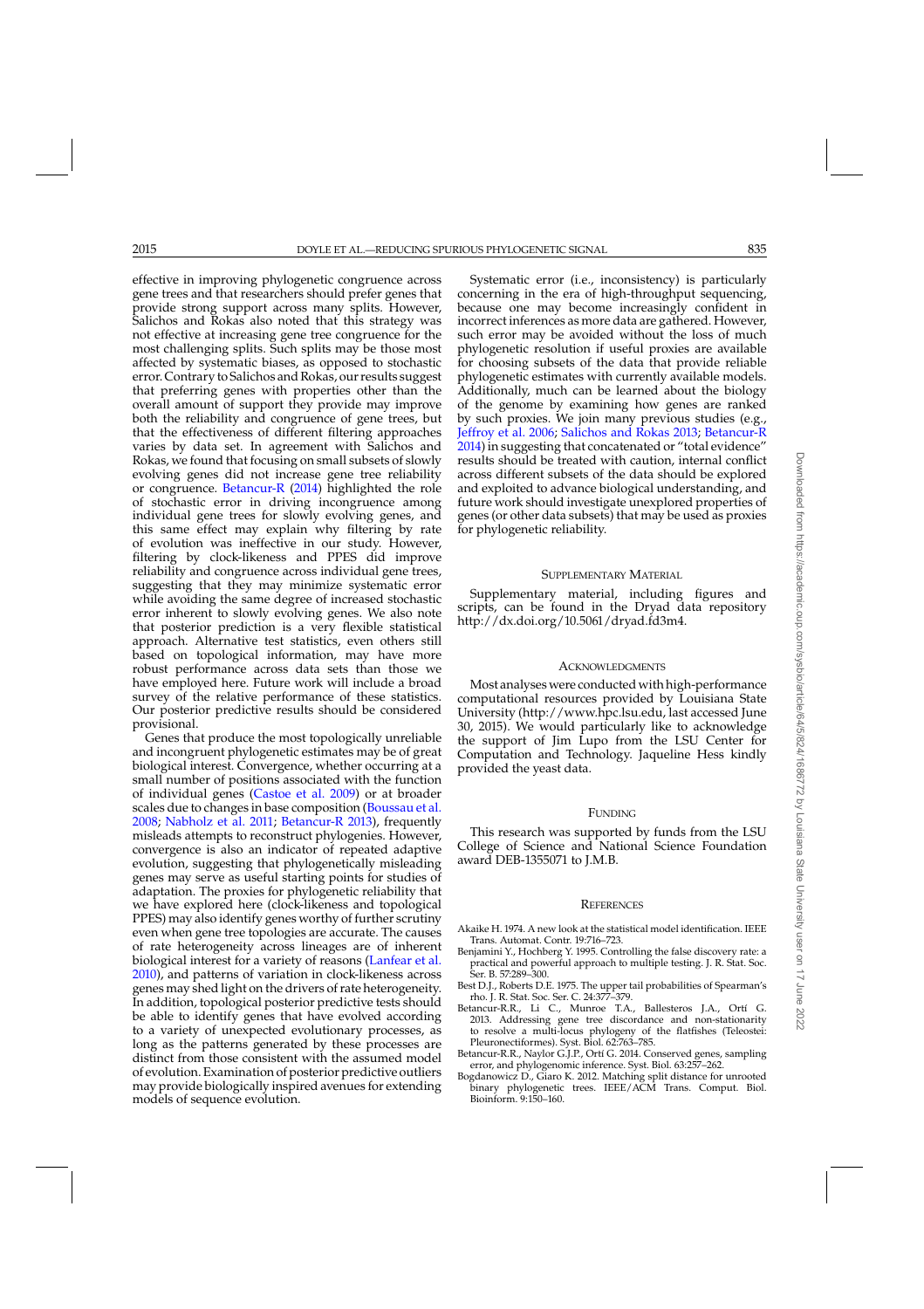effective in improving phylogenetic congruence across gene trees and that researchers should prefer genes that provide strong support across many splits. However, Salichos and Rokas also noted that this strategy was not effective at increasing gene tree congruence for the most challenging splits. Such splits may be those most affected by systematic biases, as opposed to stochastic error. Contrary to Salichos and Rokas, our results suggest that preferring genes with properties other than the overall amount of support they provide may improve both the reliability and congruence of gene trees, but that the effectiveness of different filtering approaches varies by data set. In agreement with Salichos and Rokas, we found that focusing on small subsets of slowly evolving genes did not increase gene tree reliability or congruence. Betancur-R (2014) highlighted the role of stochastic error in driving incongruence among individual gene trees for slowly evolving genes, and this same effect may explain why filtering by rate of evolution was ineffective in our study. However, filtering by clock-likeness and PPES did improve reliability and congruence across individual gene trees, suggesting that they may minimize systematic error while avoiding the same degree of increased stochastic error inherent to slowly evolving genes. We also note that posterior prediction is a very flexible statistical approach. Alternative test statistics, even others still based on topological information, may have more robust performance across data sets than those we have employed here. Future work will include a broad survey of the relative performance of these statistics. Our posterior predictive results should be considered provisional.

Genes that produce the most topologically unreliable and incongruent phylogenetic estimates may be of great biological interest. Convergence, whether occurring at a small number of positions associated with the function of individual genes (Castoe et al. 2009) or at broader scales due to changes in base composition (Boussau et al. 2008; Nabholz et al. 2011; Betancur-R 2013), frequently misleads attempts to reconstruct phylogenies. However, convergence is also an indicator of repeated adaptive evolution, suggesting that phylogenetically misleading genes may serve as useful starting points for studies of adaptation. The proxies for phylogenetic reliability that we have explored here (clock-likeness and topological PPES) may also identify genes worthy of further scrutiny even when gene tree topologies are accurate. The causes of rate heterogeneity across lineages are of inherent biological interest for a variety of reasons (Lanfear et al. 2010), and patterns of variation in clock-likeness across genes may shed light on the drivers of rate heterogeneity. In addition, topological posterior predictive tests should be able to identify genes that have evolved according to a variety of unexpected evolutionary processes, as long as the patterns generated by these processes are distinct from those consistent with the assumed model of evolution. Examination of posterior predictive outliers may provide biologically inspired avenues for extending models of sequence evolution.

Systematic error (i.e., inconsistency) is particularly concerning in the era of high-throughput sequencing, because one may become increasingly confident in incorrect inferences as more data are gathered. However, such error may be avoided without the loss of much phylogenetic resolution if useful proxies are available for choosing subsets of the data that provide reliable phylogenetic estimates with currently available models. Additionally, much can be learned about the biology of the genome by examining how genes are ranked by such proxies. We join many previous studies (e.g., Jeffroy et al. 2006; Salichos and Rokas 2013; Betancur-R 2014) in suggesting that concatenated or "total evidence" results should be treated with caution, internal conflict across different subsets of the data should be explored and exploited to advance biological understanding, and future work should investigate unexplored properties of genes (or other data subsets) that may be used as proxies for phylogenetic reliability.

## Supplementary Material

Supplementary material, including figures and scripts, can be found in the Dryad data repository http://dx.doi.org/10.5061/dryad.fd3m4.

## Acknowledgments

Most analyses were conducted with high-performance computational resources provided by Louisiana State University (http://www.hpc.lsu.edu, last accessed June 30, 2015). We would particularly like to acknowledge the support of Jim Lupo from the LSU Center for Computation and Technology. Jaqueline Hess kindly provided the yeast data.

## Funding

This research was supported by funds from the LSU College of Science and National Science Foundation award DEB-1355071 to J.M.B.

## References

Akaike H. 1974. A new look at the statistical model identification. IEEE Trans. Automat. Contr. 19:716–723.

Benjamini Y., Hochberg Y. 1995. Controlling the false discovery rate: a practical and powerful approach to multiple testing. J. R. Stat. Soc. Ser. B. 57:289–300.

Best D.J., Roberts D.E. 1975. The upper tail probabilities of Spearman's rho. J. R. Stat. Soc. Ser. C. 24:377–379.

Betancur-R.R., Li C., Munroe T.A., Ballesteros J.A., Ortí G. 2013. Addressing gene tree discordance and non-stationarity to resolve a multi-locus phylogeny of the flatfishes (Teleostei: Pleuronectiformes). Syst. Biol. 62:763–785.

Betancur-R.R., Naylor G.J.P., Ortí G. 2014. Conserved genes, sampling error, and phylogenomic inference. Syst. Biol. 63:257–262.

Bogdanowicz D., Giaro K. 2012. Matching split distance for unrooted binary phylogenetic trees. IEEE/ACM Trans. Comput. Biol. Bioinform. 9:150–160.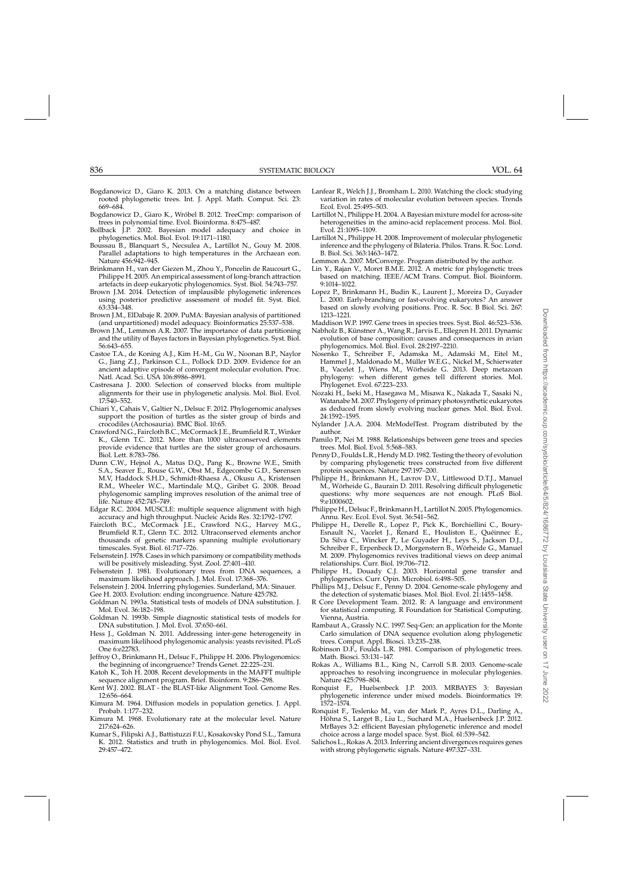Bogdanowicz D., Giaro K. 2013. On a matching distance between rooted phylogenetic trees. Int. J. Appl. Math. Comput. Sci. 23: 669–684.

Bogdanowicz D., Giaro K., Wróbel B. 2012. TreeCmp: comparison of trees in polynomial time. Evol. Bioinforma. 8:475–487.

Bollback J.P. 2002. Bayesian model adequacy and choice in phylogenetics. Mol. Biol. Evol. 19:1171–1180.

Boussau B., Blanquart S., Necsulea A., Lartillot N., Gouy M. 2008. Parallel adaptations to high temperatures in the Archaean eon. Nature 456:942–945.

Brinkmann H., van der Giezen M., Zhou Y., Poncelin de Raucourt G., Philippe H. 2005. An empirical assessment of long-branch attraction artefacts in deep eukaryotic phylogenomics. Syst. Biol. 54:743–757.

Brown J.M. 2014. Detection of implausible phylogenetic inferences using posterior predictive assessment of model fit. Syst. Biol. 63:334–348.

Brown J.M., ElDabaje R. 2009. PuMA: Bayesian analysis of partitioned (and unpartitioned) model adequacy. Bioinformatics 25:537–538.

Brown J.M., Lemmon A.R. 2007. The importance of data partitioning and the utility of Bayes factors in Bayesian phylogenetics. Syst. Biol. 56:643–655.

Castoe T.A., de Koning A.J., Kim H.-M., Gu W., Noonan B.P., Naylor G., Jiang Z.J., Parkinson C.L., Pollock D.D. 2009. Evidence for an ancient adaptive episode of convergent molecular evolution. Proc. Natl. Acad. Sci. USA 106:8986–8991.

Castresana J. 2000. Selection of conserved blocks from multiple alignments for their use in phylogenetic analysis. Mol. Biol. Evol. 17:540–552.

Chiari Y., Cahais V., Galtier N., Delsuc F. 2012. Phylogenomic analyses support the position of turtles as the sister group of birds and crocodiles (Archosauria). BMC Biol. 10:65.

Crawford N.G., Faircloth B.C., McCormack J.E., Brumfield R.T., Winker K., Glenn T.C. 2012. More than 1000 ultraconserved elements provide evidence that turtles are the sister group of archosaurs. Biol. Lett. 8:783–786.

Dunn C.W., Hejnol A., Matus D.Q., Pang K., Browne W.E., Smith S.A., Seaver E., Rouse G.W., Obst M., Edgecombe G.D., Sørensen M.V, Haddock S.H.D., Schmidt-Rhaesa A., Okusu A., Kristensen R.M., Wheeler W.C., Martindale M.Q., Giribet G. 2008. Broad phylogenomic sampling improves resolution of the animal tree of life. Nature 452:745–749.

Edgar R.C. 2004. MUSCLE: multiple sequence alignment with high accuracy and high throughput. Nucleic Acids Res. 32:1792–1797.

Faircloth B.C., McCormack J.E., Crawford N.G., Harvey M.G., Brumfield R.T., Glenn T.C. 2012. Ultraconserved elements anchor thousands of genetic markers spanning multiple evolutionary timescales. Syst. Biol. 61:717–726.

Felsenstein J. 1978. Cases in which parsimony or compatibility methods will be positively misleading. Syst. Zool. 27:401–410.

Felsenstein J. 1981. Evolutionary trees from DNA sequences, a maximum likelihood approach. J. Mol. Evol. 17:368–376.

Felsenstein J. 2004. Inferring phylogenies. Sunderland, MA: Sinauer.

Gee H. 2003. Evolution: ending incongruence. Nature 425:782.

Goldman N. 1993a. Statistical tests of models of DNA substitution. J. Mol. Evol. 36:182–198.

Goldman N. 1993b. Simple diagnostic statistical tests of models for DNA substitution. J. Mol. Evol. 37:650–661.

Hess J., Goldman N. 2011. Addressing inter-gene heterogeneity in maximum likelihood phylogenomic analysis: yeasts revisited. PLoS One 6:e22783.

Jeffroy O., Brinkmann H., Delsuc F., Philippe H. 2006. Phylogenomics: the beginning of incongruence? Trends Genet. 22:225–231.

Katoh K., Toh H. 2008. Recent developments in the MAFFT multiple sequence alignment program. Brief. Bioinform. 9:286–298.

Kent W.J. 2002. BLAT - the BLAST-like Alignment Tool. Genome Res. 12:656–664.

Kimura M. 1964. Diffusion models in population genetics. J. Appl. Probab. 1:177–232.

Kimura M. 1968. Evolutionary rate at the molecular level. Nature 217:624–626.

Kumar S., Filipski A.J., Battistuzzi F.U., Kosakovsky Pond S.L., Tamura K. 2012. Statistics and truth in phylogenomics. Mol. Biol. Evol. 29:457–472.

Lanfear R., Welch J.J., Bromham L. 2010. Watching the clock: studying variation in rates of molecular evolution between species. Trends Ecol. Evol. 25:495–503.

Lartillot N., Philippe H. 2004. A Bayesian mixture model for across-site heterogeneities in the amino-acid replacement process. Mol. Biol. Evol. 21:1095–1109.

Lartillot N., Philippe H. 2008. Improvement of molecular phylogenetic inference and the phylogeny of Bilateria. Philos. Trans. R. Soc. Lond. B. Biol. Sci. 363:1463–1472.

Lemmon A. 2007. MrConverge. Program distributed by the author.

Lin Y., Rajan V., Moret B.M.E. 2012. A metric for phylogenetic trees based on matching. IEEE/ACM Trans. Comput. Biol. Bioinform. 9:1014–1022.

Lopez P., Brinkmann H., Budin K., Laurent J., Moreira D., Guyader L. 2000. Early-branching or fast-evolving eukaryotes? An answer based on slowly evolving positions. Proc. R. Soc. B Biol. Sci. 267: 1213–1221.

Maddison W.P. 1997. Gene trees in species trees. Syst. Biol. 46:523–536.

Nabholz B., Künstner A., Wang R., Jarvis E., Ellegren H. 2011. Dynamic evolution of base composition: causes and consequences in avian phylogenomics. Mol. Biol. Evol. 28:2197–2210.

Nosenko T., Schreiber F., Adamska M., Adamski M., Eitel M., Hammel J., Maldonado M., Müller W.E.G., Nickel M., Schierwater B., Vacelet J., Wiens M., Wörheide G. 2013. Deep metazoan phylogeny: when different genes tell different stories. Mol. Phylogenet. Evol. 67:223–233.

Nozaki H., Iseki M., Hasegawa M., Misawa K., Nakada T., Sasaki N., Watanabe M. 2007. Phylogeny of primary photosynthetic eukaryotes as deduced from slowly evolving nuclear genes. Mol. Biol. Evol. 24:1592–1595.

Nylander J.A.A. 2004. MrModelTest. Program distributed by the author.

Pamilo P., Nei M. 1988. Relationships between gene trees and species trees. Mol. Biol. Evol. 5:568–583.

Penny D., Foulds L.R., Hendy M.D. 1982. Testing the theory of evolution by comparing phylogenetic trees constructed from five different protein sequences. Nature 297:197–200.

Philippe H., Brinkmann H., Lavrov D.V., Littlewood D.T.J., Manuel M., Wörheide G., Baurain D. 2011. Resolving difficult phylogenetic questions: why more sequences are not enough. PLoS Biol. 9:e1000602.

Philippe H., Delsuc F., Brinkmann H., Lartillot N. 2005. Phylogenomics. Annu. Rev. Ecol. Evol. Syst. 36:541–562.

Philippe H., Derelle R., Lopez P., Pick K., Borchiellini C., Boury-Esnault N., Vacelet J., Renard E., Houliston E., Quéinnec E., Da Silva C., Wincker P., Le Guyader H., Leys S., Jackson D.J., Schreiber F., Erpenbeck D., Morgenstern B., Wörheide G., Manuel M. 2009. Phylogenomics revives traditional views on deep animal relationships. Curr. Biol. 19:706–712.

Philippe H., Douady C.J. 2003. Horizontal gene transfer and phylogenetics. Curr. Opin. Microbiol. 6:498–505.

Phillips M.J., Delsuc F., Penny D. 2004. Genome-scale phylogeny and the detection of systematic biases. Mol. Biol. Evol. 21:1455–1458.

R Core Development Team. 2012. R: A language and environment for statistical computing. R Foundation for Statistical Computing. Vienna, Austria.

Rambaut A., Grassly N.C. 1997. Seq-Gen: an application for the Monte Carlo simulation of DNA sequence evolution along phylogenetic trees. Comput. Appl. Biosci. 13:235–238.

Robinson D.F., Foulds L.R. 1981. Comparison of phylogenetic trees. Math. Biosci. 53:131–147.

Rokas A., Williams B.L., King N., Carroll S.B. 2003. Genome-scale approaches to resolving incongruence in molecular phylogenies. Nature 425:798–804.

Ronquist F., Huelsenbeck J.P. 2003. MRBAYES 3: Bayesian phylogenetic inference under mixed models. Bioinformatics 19: 1572–1574.

Ronquist F., Teslenko M., van der Mark P., Ayres D.L., Darling A., Höhna S., Larget B., Liu L., Suchard M.A., Huelsenbeck J.P. 2012. MrBayes 3.2: efficient Bayesian phylogenetic inference and model choice across a large model space. Syst. Biol. 61:539–542.

Salichos L., Rokas A. 2013. Inferring ancient divergences requires genes with strong phylogenetic signals. Nature 497:327–331.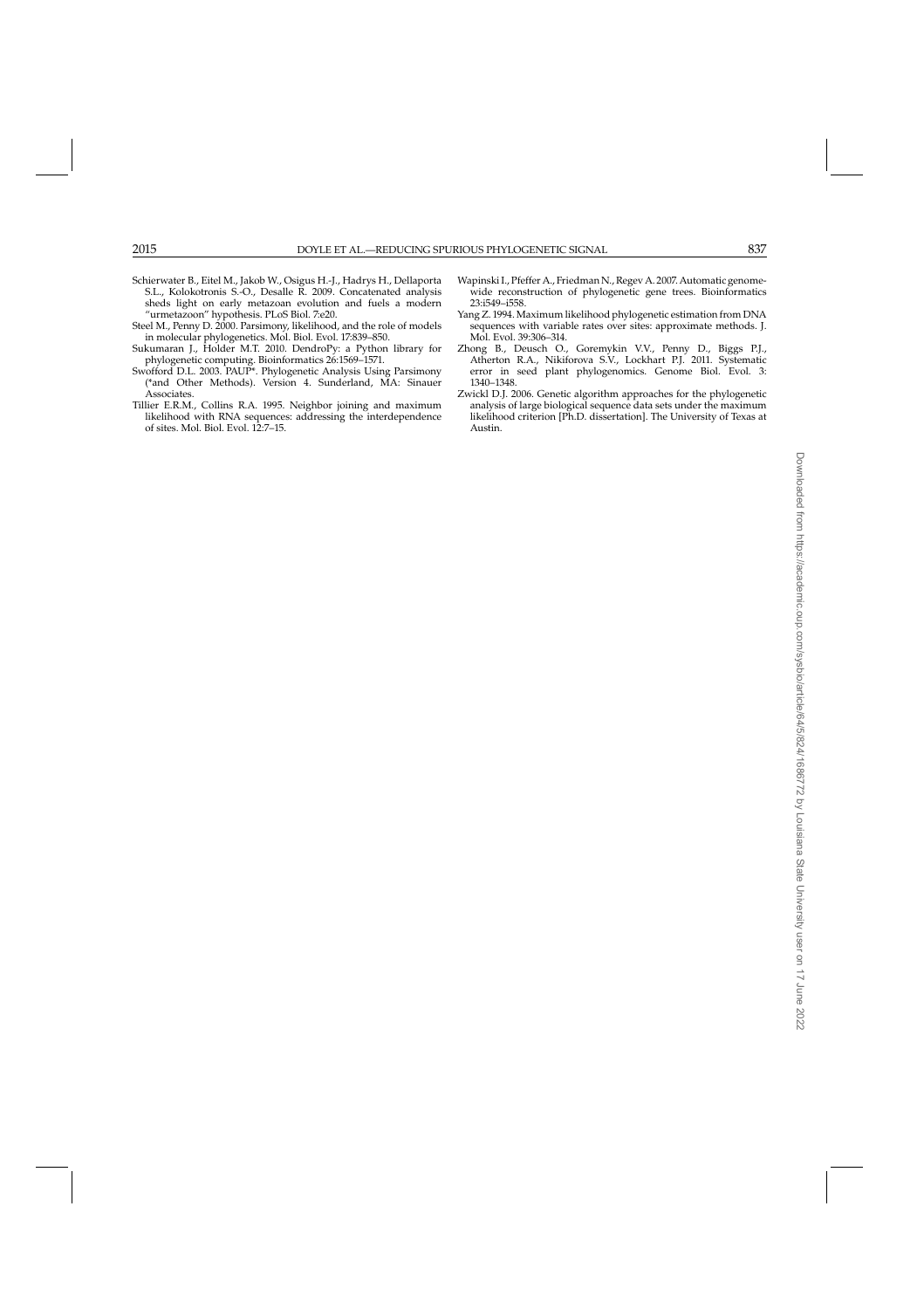Schierwater B., Eitel M., Jakob W., Osigus H.-J., Hadrys H., Dellaporta S.L., Kolokotronis S.-O., Desalle R. 2009. Concatenated analysis sheds light on early metazoan evolution and fuels a modern "urmetazoon" hypothesis. PLoS Biol. 7:e20.

Steel M., Penny D. 2000. Parsimony, likelihood, and the role of models in molecular phylogenetics. Mol. Biol. Evol. 17:839–850.

Sukumaran J., Holder M.T. 2010. DendroPy: a Python library for phylogenetic computing. Bioinformatics 26:1569–1571.

Swofford D.L. 2003. PAUP*. Phylogenetic Analysis Using Parsimony (*and Other Methods). Version 4. Sunderland, MA: Sinauer Associates.

Tillier E.R.M., Collins R.A. 1995. Neighbor joining and maximum likelihood with RNA sequences: addressing the interdependence of sites. Mol. Biol. Evol. 12:7–15.

Wapinski I., Pfeffer A., Friedman N., Regev A. 2007. Automatic genome-wide reconstruction of phylogenetic gene trees. Bioinformatics 23:i549–i558.

Yang Z. 1994. Maximum likelihood phylogenetic estimation from DNA sequences with variable rates over sites: approximate methods. J. Mol. Evol. 39:306–314.

Zhong B., Deusch O., Goremykin V.V., Penny D., Biggs P.J., Atherton R.A., Nikiforova S.V., Lockhart P.J. 2011. Systematic error in seed plant phylogenomics. Genome Biol. Evol. 3: 1340–1348.

Zwickl D.J. 2006. Genetic algorithm approaches for the phylogenetic analysis of large biological sequence data sets under the maximum likelihood criterion [Ph.D. dissertation]. The University of Texas at Austin.